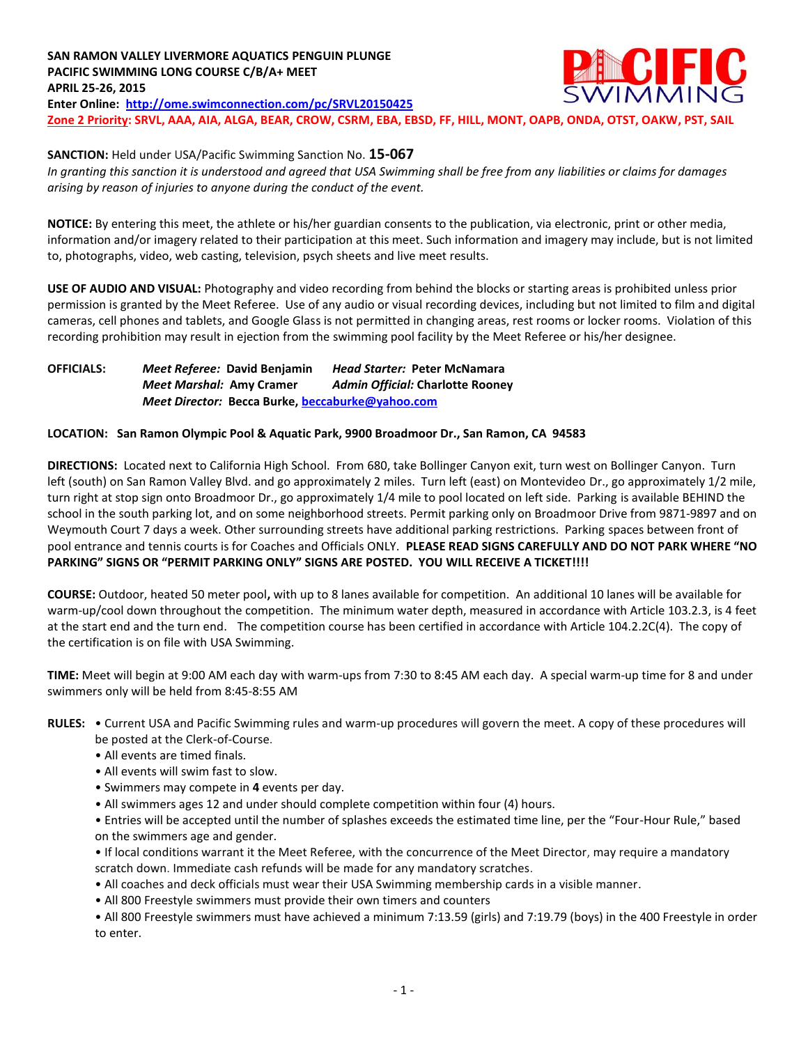**SAN RAMON VALLEY LIVERMORE AQUATICS PENGUIN PLUNGE**
**PACIFIC SWIMMING LONG COURSE C/B/A+ MEET**
**APRIL 25-26, 2015**
**Enter Online: [http://ome.swimconnection.com/pc/SRVL20150425](http://ome.swimconnection.com/pc/SRVL20150425)**
**Zone 2 Priority: SRVL, AAA, AIA, ALGA, BEAR, CROW, CSRM, EBA, EBSD, FF, HILL, MONT, OAPB, ONDA, OTST, OAKW, PST, SAIL**

**SANCTION:** Held under USA/Pacific Swimming Sanction No. **15-067**
*In granting this sanction it is understood and agreed that USA Swimming shall be free from any liabilities or claims for damages arising by reason of injuries to anyone during the conduct of the event.*

**NOTICE:** By entering this meet, the athlete or his/her guardian consents to the publication, via electronic, print or other media, information and/or imagery related to their participation at this meet. Such information and imagery may include, but is not limited to, photographs, video, web casting, television, psych sheets and live meet results.

**USE OF AUDIO AND VISUAL:** Photography and video recording from behind the blocks or starting areas is prohibited unless prior permission is granted by the Meet Referee. Use of any audio or visual recording devices, including but not limited to film and digital cameras, cell phones and tablets, and Google Glass is not permitted in changing areas, rest rooms or locker rooms. Violation of this recording prohibition may result in ejection from the swimming pool facility by the Meet Referee or his/her designee.

**OFFICIALS:**
*Meet Referee:* **David Benjamin** — *Head Starter:* **Peter McNamara**
*Meet Marshal:* **Amy Cramer** — *Admin Official:* **Charlotte Rooney**
*Meet Director:* **Becca Burke, [beccaburke@yahoo.com](mailto:beccaburke@yahoo.com)**

**LOCATION: San Ramon Olympic Pool & Aquatic Park, 9900 Broadmoor Dr., San Ramon, CA 94583**

**DIRECTIONS:** Located next to California High School. From 680, take Bollinger Canyon exit, turn west on Bollinger Canyon. Turn left (south) on San Ramon Valley Blvd. and go approximately 2 miles. Turn left (east) on Montevideo Dr., go approximately 1/2 mile, turn right at stop sign onto Broadmoor Dr., go approximately 1/4 mile to pool located on left side. Parking is available BEHIND the school in the south parking lot, and on some neighborhood streets. Permit parking only on Broadmoor Drive from 9871-9897 and on Weymouth Court 7 days a week. Other surrounding streets have additional parking restrictions. Parking spaces between front of pool entrance and tennis courts is for Coaches and Officials ONLY. **PLEASE READ SIGNS CAREFULLY AND DO NOT PARK WHERE "NO PARKING" SIGNS OR "PERMIT PARKING ONLY" SIGNS ARE POSTED. YOU WILL RECEIVE A TICKET!!!!**

**COURSE:** Outdoor, heated 50 meter pool**,** with up to 8 lanes available for competition. An additional 10 lanes will be available for warm-up/cool down throughout the competition. The minimum water depth, measured in accordance with Article 103.2.3, is 4 feet at the start end and the turn end. The competition course has been certified in accordance with Article 104.2.2C(4). The copy of the certification is on file with USA Swimming.

**TIME:** Meet will begin at 9:00 AM each day with warm-ups from 7:30 to 8:45 AM each day. A special warm-up time for 8 and under swimmers only will be held from 8:45-8:55 AM

**RULES:**
- Current USA and Pacific Swimming rules and warm-up procedures will govern the meet. A copy of these procedures will be posted at the Clerk-of-Course.
- All events are timed finals.
- All events will swim fast to slow.
- Swimmers may compete in **4** events per day.
- All swimmers ages 12 and under should complete competition within four (4) hours.
- Entries will be accepted until the number of splashes exceeds the estimated time line, per the "Four-Hour Rule," based on the swimmers age and gender.
- If local conditions warrant it the Meet Referee, with the concurrence of the Meet Director, may require a mandatory scratch down. Immediate cash refunds will be made for any mandatory scratches.
- All coaches and deck officials must wear their USA Swimming membership cards in a visible manner.
- All 800 Freestyle swimmers must provide their own timers and counters
- All 800 Freestyle swimmers must have achieved a minimum 7:13.59 (girls) and 7:19.79 (boys) in the 400 Freestyle in order to enter.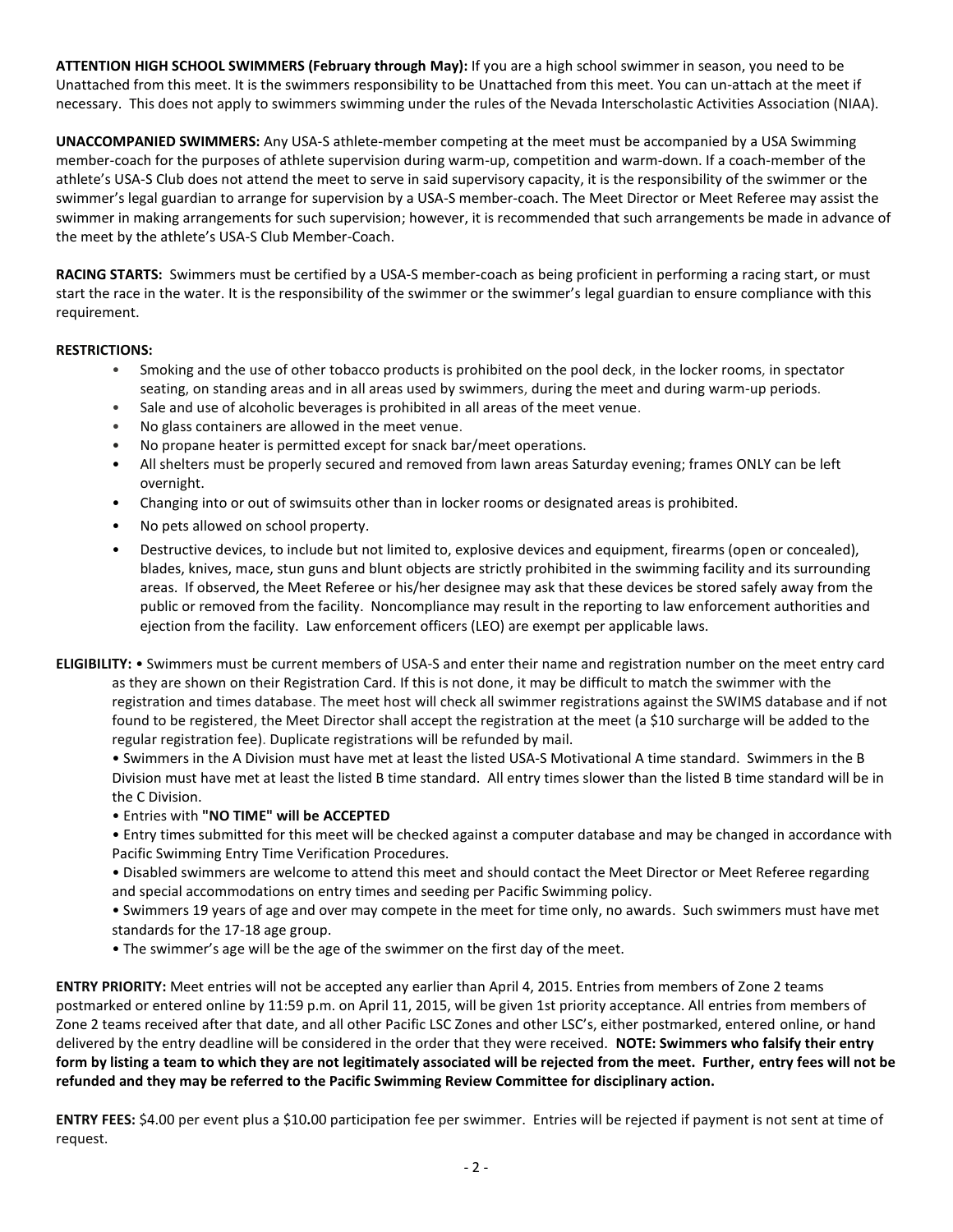**ATTENTION HIGH SCHOOL SWIMMERS (February through May):** If you are a high school swimmer in season, you need to be Unattached from this meet. It is the swimmers responsibility to be Unattached from this meet. You can un-attach at the meet if necessary. This does not apply to swimmers swimming under the rules of the Nevada Interscholastic Activities Association (NIAA).

**UNACCOMPANIED SWIMMERS:** Any USA-S athlete-member competing at the meet must be accompanied by a USA Swimming member-coach for the purposes of athlete supervision during warm-up, competition and warm-down. If a coach-member of the athlete's USA-S Club does not attend the meet to serve in said supervisory capacity, it is the responsibility of the swimmer or the swimmer's legal guardian to arrange for supervision by a USA-S member-coach. The Meet Director or Meet Referee may assist the swimmer in making arrangements for such supervision; however, it is recommended that such arrangements be made in advance of the meet by the athlete's USA-S Club Member-Coach.

**RACING STARTS:** Swimmers must be certified by a USA-S member-coach as being proficient in performing a racing start, or must start the race in the water. It is the responsibility of the swimmer or the swimmer's legal guardian to ensure compliance with this requirement.

**RESTRICTIONS:**

- Smoking and the use of other tobacco products is prohibited on the pool deck, in the locker rooms, in spectator seating, on standing areas and in all areas used by swimmers, during the meet and during warm-up periods.
- Sale and use of alcoholic beverages is prohibited in all areas of the meet venue.
- No glass containers are allowed in the meet venue.
- No propane heater is permitted except for snack bar/meet operations.
- All shelters must be properly secured and removed from lawn areas Saturday evening; frames ONLY can be left overnight.
- Changing into or out of swimsuits other than in locker rooms or designated areas is prohibited.
- No pets allowed on school property.
- Destructive devices, to include but not limited to, explosive devices and equipment, firearms (open or concealed), blades, knives, mace, stun guns and blunt objects are strictly prohibited in the swimming facility and its surrounding areas. If observed, the Meet Referee or his/her designee may ask that these devices be stored safely away from the public or removed from the facility. Noncompliance may result in the reporting to law enforcement authorities and ejection from the facility. Law enforcement officers (LEO) are exempt per applicable laws.

**ELIGIBILITY:** • Swimmers must be current members of USA-S and enter their name and registration number on the meet entry card as they are shown on their Registration Card. If this is not done, it may be difficult to match the swimmer with the registration and times database. The meet host will check all swimmer registrations against the SWIMS database and if not found to be registered, the Meet Director shall accept the registration at the meet (a $10 surcharge will be added to the regular registration fee). Duplicate registrations will be refunded by mail.

• Swimmers in the A Division must have met at least the listed USA-S Motivational A time standard. Swimmers in the B Division must have met at least the listed B time standard. All entry times slower than the listed B time standard will be in the C Division.

• Entries with **"NO TIME" will be ACCEPTED**

• Entry times submitted for this meet will be checked against a computer database and may be changed in accordance with Pacific Swimming Entry Time Verification Procedures.

• Disabled swimmers are welcome to attend this meet and should contact the Meet Director or Meet Referee regarding and special accommodations on entry times and seeding per Pacific Swimming policy.

• Swimmers 19 years of age and over may compete in the meet for time only, no awards. Such swimmers must have met standards for the 17-18 age group.

• The swimmer's age will be the age of the swimmer on the first day of the meet.

**ENTRY PRIORITY:** Meet entries will not be accepted any earlier than April 4, 2015. Entries from members of Zone 2 teams postmarked or entered online by 11:59 p.m. on April 11, 2015, will be given 1st priority acceptance. All entries from members of Zone 2 teams received after that date, and all other Pacific LSC Zones and other LSC's, either postmarked, entered online, or hand delivered by the entry deadline will be considered in the order that they were received. **NOTE: Swimmers who falsify their entry form by listing a team to which they are not legitimately associated will be rejected from the meet. Further, entry fees will not be refunded and they may be referred to the Pacific Swimming Review Committee for disciplinary action.**

**ENTRY FEES:** $4.00 per event plus a $10.00 participation fee per swimmer. Entries will be rejected if payment is not sent at time of request.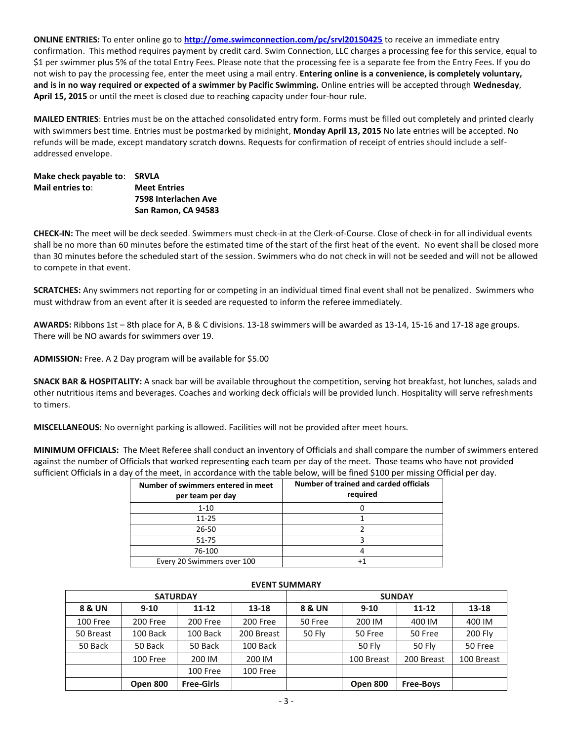**ONLINE ENTRIES:** To enter online go to **http://ome.swimconnection.com/pc/srvl20150425** to receive an immediate entry confirmation. This method requires payment by credit card. Swim Connection, LLC charges a processing fee for this service, equal to $1 per swimmer plus 5% of the total Entry Fees. Please note that the processing fee is a separate fee from the Entry Fees. If you do not wish to pay the processing fee, enter the meet using a mail entry. **Entering online is a convenience, is completely voluntary, and is in no way required or expected of a swimmer by Pacific Swimming.** Online entries will be accepted through **Wednesday**, **April 15, 2015** or until the meet is closed due to reaching capacity under four-hour rule.

**MAILED ENTRIES**: Entries must be on the attached consolidated entry form. Forms must be filled out completely and printed clearly with swimmers best time. Entries must be postmarked by midnight, **Monday April 13, 2015** No late entries will be accepted. No refunds will be made, except mandatory scratch downs. Requests for confirmation of receipt of entries should include a self-addressed envelope.

**Make check payable to**: **SRVLA**
**Mail entries to**: **Meet Entries**
**7598 Interlachen Ave**
**San Ramon, CA 94583**

**CHECK-IN:** The meet will be deck seeded. Swimmers must check-in at the Clerk-of-Course. Close of check-in for all individual events shall be no more than 60 minutes before the estimated time of the start of the first heat of the event. No event shall be closed more than 30 minutes before the scheduled start of the session. Swimmers who do not check in will not be seeded and will not be allowed to compete in that event.

**SCRATCHES:** Any swimmers not reporting for or competing in an individual timed final event shall not be penalized. Swimmers who must withdraw from an event after it is seeded are requested to inform the referee immediately.

**AWARDS:** Ribbons 1st – 8th place for A, B & C divisions. 13-18 swimmers will be awarded as 13-14, 15-16 and 17-18 age groups. There will be NO awards for swimmers over 19.

**ADMISSION:** Free. A 2 Day program will be available for $5.00

**SNACK BAR & HOSPITALITY:** A snack bar will be available throughout the competition, serving hot breakfast, hot lunches, salads and other nutritious items and beverages. Coaches and working deck officials will be provided lunch. Hospitality will serve refreshments to timers.

**MISCELLANEOUS:** No overnight parking is allowed. Facilities will not be provided after meet hours.

**MINIMUM OFFICIALS:** The Meet Referee shall conduct an inventory of Officials and shall compare the number of swimmers entered against the number of Officials that worked representing each team per day of the meet. Those teams who have not provided sufficient Officials in a day of the meet, in accordance with the table below, will be fined $100 per missing Official per day.

| Number of swimmers entered in meet per team per day | Number of trained and carded officials required |
|---|---|
| 1-10 | 0 |
| 11-25 | 1 |
| 26-50 | 2 |
| 51-75 | 3 |
| 76-100 | 4 |
| Every 20 Swimmers over 100 | +1 |

**EVENT SUMMARY**

| SATURDAY | | | | SUNDAY | | | |
|---|---|---|---|---|---|---|---|
| **8 & UN** | **9-10** | **11-12** | **13-18** | **8 & UN** | **9-10** | **11-12** | **13-18** |
| 100 Free | 200 Free | 200 Free | 200 Free | 50 Free | 200 IM | 400 IM | 400 IM |
| 50 Breast | 100 Back | 100 Back | 200 Breast | 50 Fly | 50 Free | 50 Free | 200 Fly |
| 50 Back | 50 Back | 50 Back | 100 Back | | 50 Fly | 50 Fly | 50 Free |
| | 100 Free | 200 IM | 200 IM | | 100 Breast | 200 Breast | 100 Breast |
| | | 100 Free | 100 Free | | | | |
| | **Open 800** | **Free-Girls** | | | **Open 800** | **Free-Boys** | |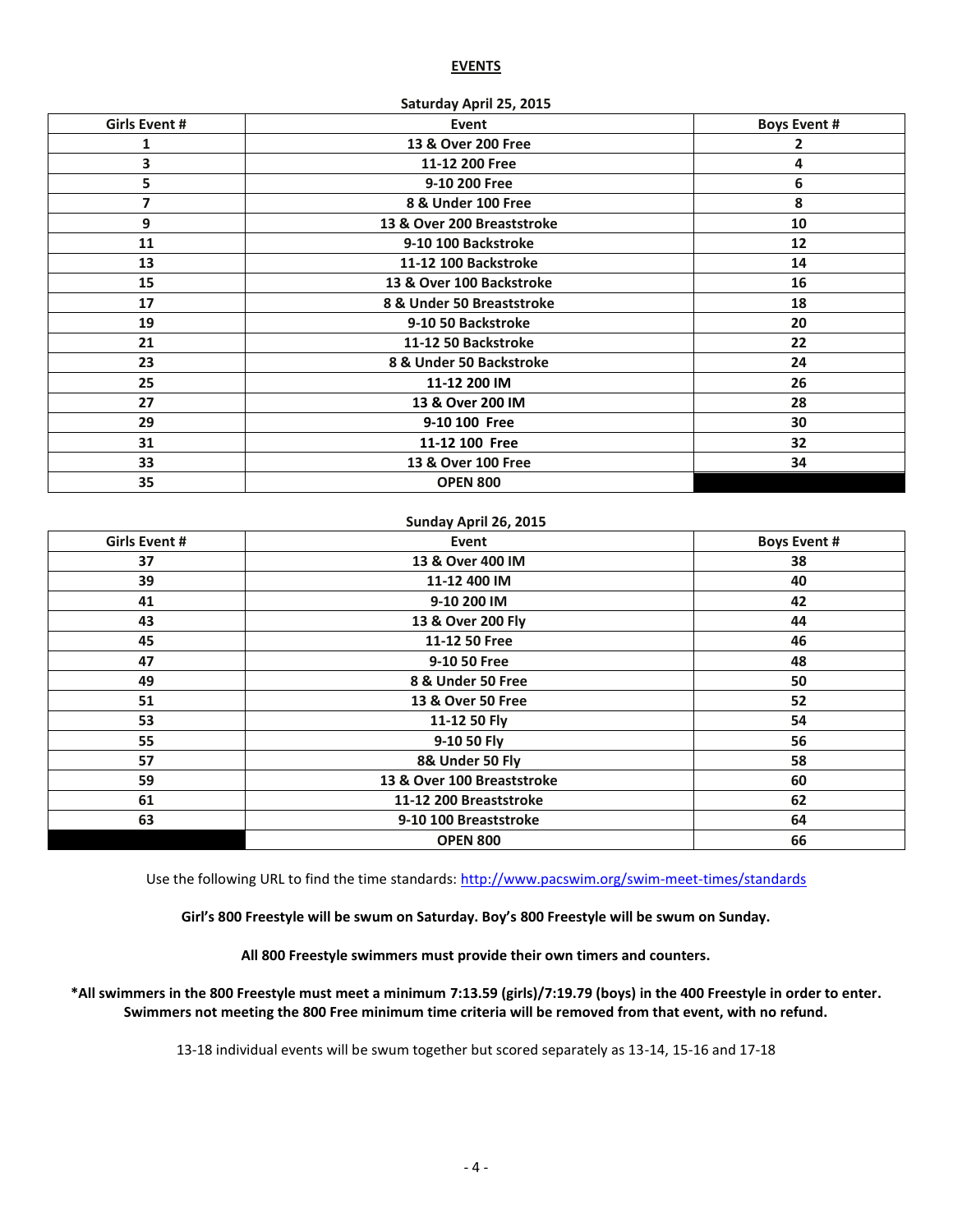## EVENTS

**Saturday April 25, 2015**

| Girls Event # | Event | Boys Event # |
|---|---|---|
| 1 | 13 & Over 200 Free | 2 |
| 3 | 11-12 200 Free | 4 |
| 5 | 9-10 200 Free | 6 |
| 7 | 8 & Under 100 Free | 8 |
| 9 | 13 & Over 200 Breaststroke | 10 |
| 11 | 9-10 100 Backstroke | 12 |
| 13 | 11-12 100 Backstroke | 14 |
| 15 | 13 & Over 100 Backstroke | 16 |
| 17 | 8 & Under 50 Breaststroke | 18 |
| 19 | 9-10 50 Backstroke | 20 |
| 21 | 11-12 50 Backstroke | 22 |
| 23 | 8 & Under 50 Backstroke | 24 |
| 25 | 11-12 200 IM | 26 |
| 27 | 13 & Over 200 IM | 28 |
| 29 | 9-10 100 Free | 30 |
| 31 | 11-12 100 Free | 32 |
| 33 | 13 & Over 100 Free | 34 |
| 35 | OPEN 800 | |

**Sunday April 26, 2015**

| Girls Event # | Event | Boys Event # |
|---|---|---|
| 37 | 13 & Over 400 IM | 38 |
| 39 | 11-12 400 IM | 40 |
| 41 | 9-10 200 IM | 42 |
| 43 | 13 & Over 200 Fly | 44 |
| 45 | 11-12 50 Free | 46 |
| 47 | 9-10 50 Free | 48 |
| 49 | 8 & Under 50 Free | 50 |
| 51 | 13 & Over 50 Free | 52 |
| 53 | 11-12 50 Fly | 54 |
| 55 | 9-10 50 Fly | 56 |
| 57 | 8& Under 50 Fly | 58 |
| 59 | 13 & Over 100 Breaststroke | 60 |
| 61 | 11-12 200 Breaststroke | 62 |
| 63 | 9-10 100 Breaststroke | 64 |
| | OPEN 800 | 66 |

Use the following URL to find the time standards: http://www.pacswim.org/swim-meet-times/standards

**Girl's 800 Freestyle will be swum on Saturday. Boy's 800 Freestyle will be swum on Sunday.**

**All 800 Freestyle swimmers must provide their own timers and counters.**

**\*All swimmers in the 800 Freestyle must meet a minimum 7:13.59 (girls)/7:19.79 (boys) in the 400 Freestyle in order to enter. Swimmers not meeting the 800 Free minimum time criteria will be removed from that event, with no refund.**

13-18 individual events will be swum together but scored separately as 13-14, 15-16 and 17-18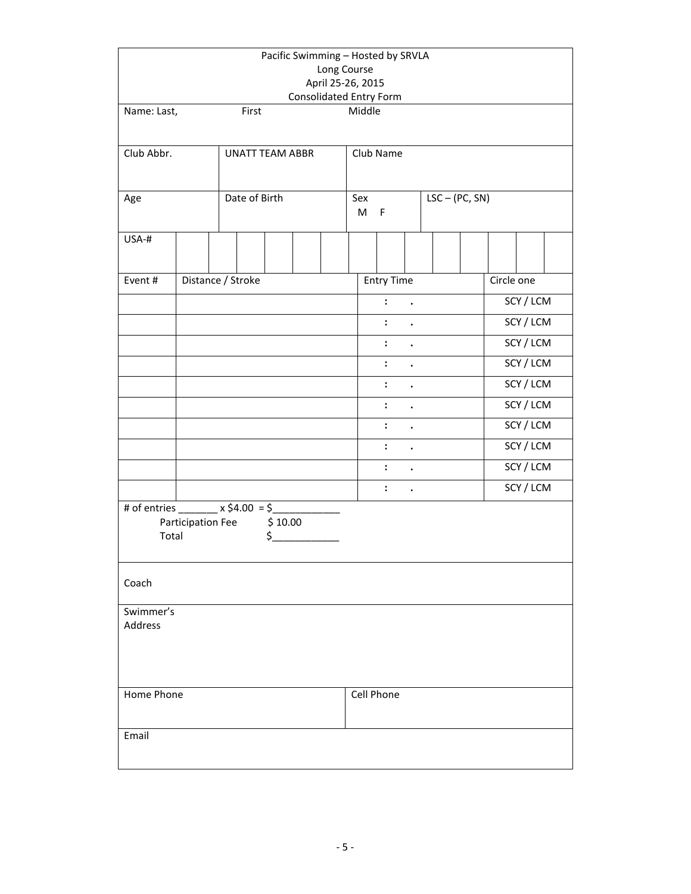Pacific Swimming – Hosted by SRVLA

Long Course

April 25-26, 2015

Consolidated Entry Form

| Name: Last, | First | Middle |
|---|---|---|
| | | |

| Club Abbr. | UNATT TEAM ABBR | Club Name |
|---|---|---|
| | | |

| Age | Date of Birth | Sex<br>M F | LSC – (PC, SN) |
|---|---|---|---|
| | | | |

| USA-# | | | | | | | | | | | | | | |
|---|---|---|---|---|---|---|---|---|---|---|---|---|---|---|
| | | | | | | | | | | | | | | |

| Event # | Distance / Stroke | Entry Time | Circle one |
|---|---|---|---|
| | | : . | SCY / LCM |
| | | : . | SCY / LCM |
| | | : . | SCY / LCM |
| | | : . | SCY / LCM |
| | | : . | SCY / LCM |
| | | : . | SCY / LCM |
| | | : . | SCY / LCM |
| | | : . | SCY / LCM |
| | | : . | SCY / LCM |
| | | : . | SCY / LCM |

# of entries _______ x $4.00 = $____________

Participation Fee $ 10.00

Total $____________

Coach

Swimmer's Address

| Home Phone | Cell Phone |
|---|---|
| | |

Email